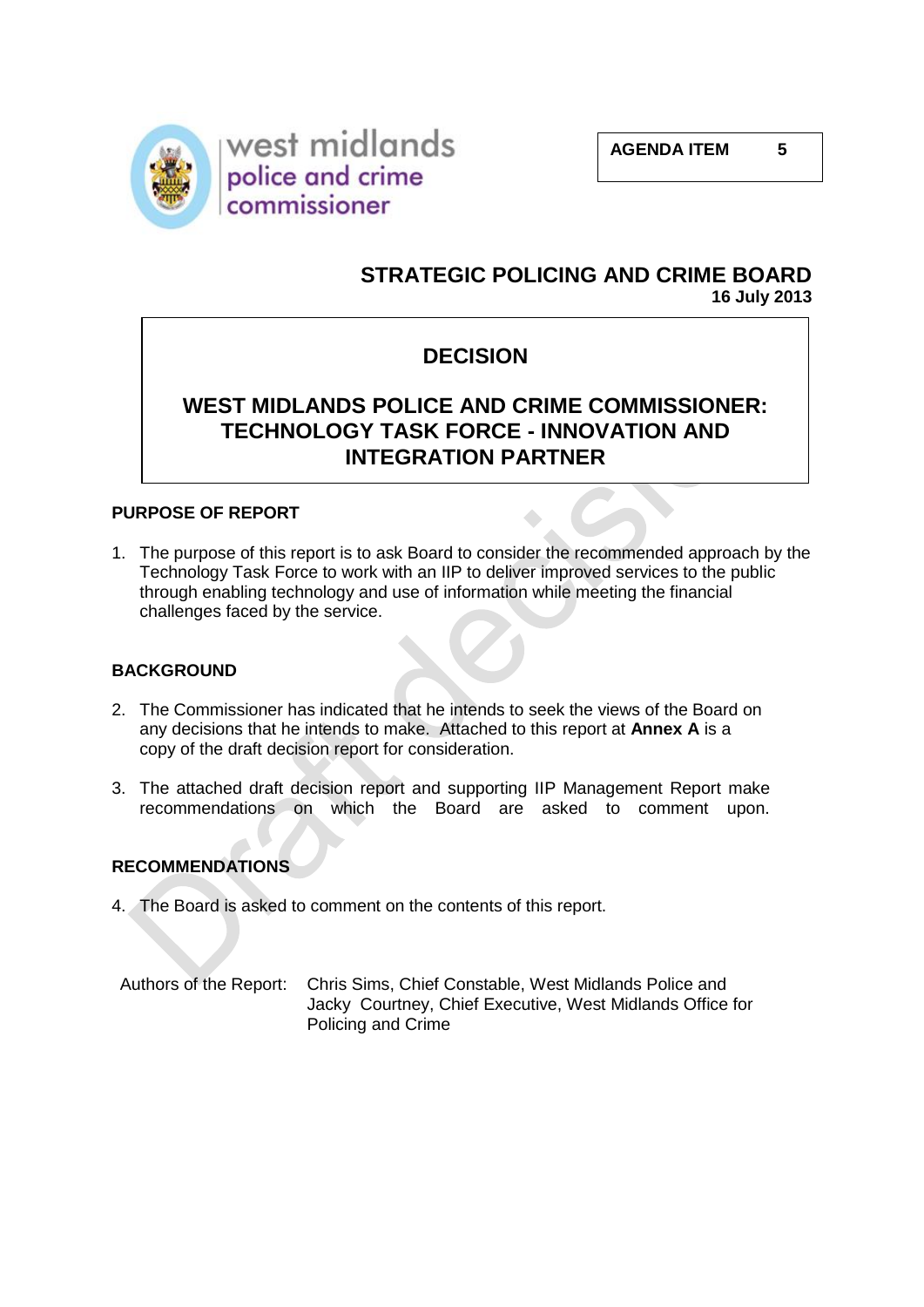west midlands police and crime commissioner

**AGENDA ITEM 5**

## STRATEGIC POLICING AND CRIME BOARD

**16 July 2013**

# DECISION

# WEST MIDLANDS POLICE AND CRIME COMMISSIONER: TECHNOLOGY TASK FORCE - INNOVATION AND INTEGRATION PARTNER

### PURPOSE OF REPORT

1. The purpose of this report is to ask Board to consider the recommended approach by the Technology Task Force to work with an IIP to deliver improved services to the public through enabling technology and use of information while meeting the financial challenges faced by the service.

### BACKGROUND

2. The Commissioner has indicated that he intends to seek the views of the Board on any decisions that he intends to make. Attached to this report at **Annex A** is a copy of the draft decision report for consideration.

3. The attached draft decision report and supporting IIP Management Report make recommendations on which the Board are asked to comment upon.

### RECOMMENDATIONS

4. The Board is asked to comment on the contents of this report.

Authors of the Report: Chris Sims, Chief Constable, West Midlands Police and Jacky Courtney, Chief Executive, West Midlands Office for Policing and Crime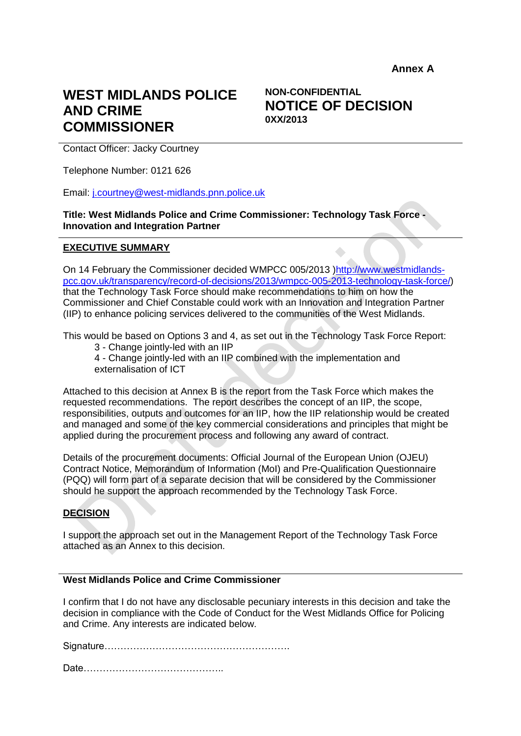**Annex A**

# WEST MIDLANDS POLICE AND CRIME COMMISSIONER

**NON-CONFIDENTIAL**

## NOTICE OF DECISION

**0XX/2013**

---

Contact Officer: Jacky Courtney

Telephone Number: 0121 626

Email: j.courtney@west-midlands.pnn.police.uk

**Title: West Midlands Police and Crime Commissioner: Technology Task Force - Innovation and Integration Partner**

---

**EXECUTIVE SUMMARY**

On 14 February the Commissioner decided WMPCC 005/2013 )http://www.westmidlands-pcc.gov.uk/transparency/record-of-decisions/2013/wmpcc-005-2013-technology-task-force/) that the Technology Task Force should make recommendations to him on how the Commissioner and Chief Constable could work with an Innovation and Integration Partner (IIP) to enhance policing services delivered to the communities of the West Midlands.

This would be based on Options 3 and 4, as set out in the Technology Task Force Report:

3 - Change jointly-led with an IIP

4 - Change jointly-led with an IIP combined with the implementation and externalisation of ICT

Attached to this decision at Annex B is the report from the Task Force which makes the requested recommendations. The report describes the concept of an IIP, the scope, responsibilities, outputs and outcomes for an IIP, how the IIP relationship would be created and managed and some of the key commercial considerations and principles that might be applied during the procurement process and following any award of contract.

Details of the procurement documents: Official Journal of the European Union (OJEU) Contract Notice, Memorandum of Information (MoI) and Pre-Qualification Questionnaire (PQQ) will form part of a separate decision that will be considered by the Commissioner should he support the approach recommended by the Technology Task Force.

**DECISION**

I support the approach set out in the Management Report of the Technology Task Force attached as an Annex to this decision.

---

**West Midlands Police and Crime Commissioner**

I confirm that I do not have any disclosable pecuniary interests in this decision and take the decision in compliance with the Code of Conduct for the West Midlands Office for Policing and Crime. Any interests are indicated below.

Signature…………………………………………………….

Date……………………………………..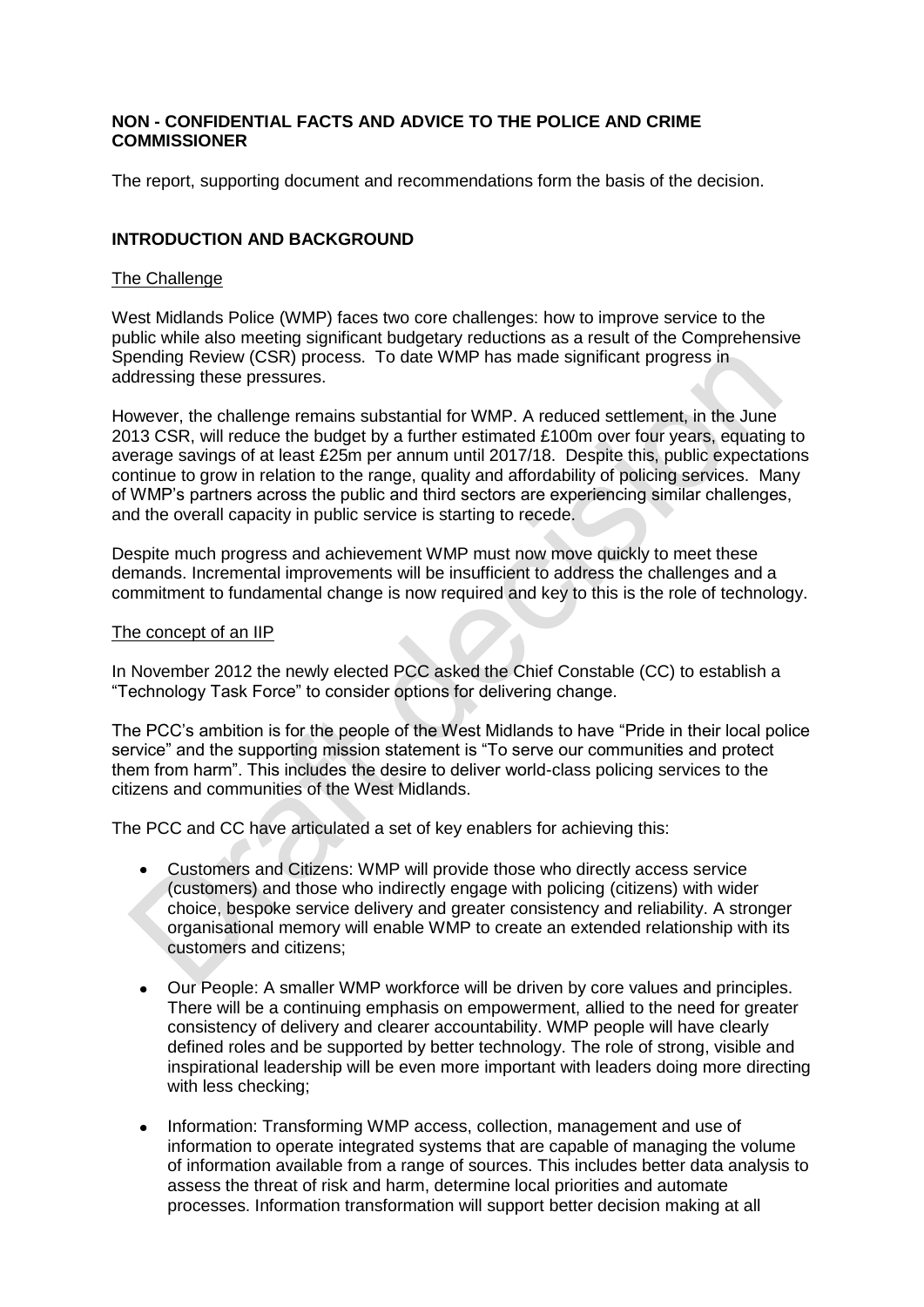**NON - CONFIDENTIAL FACTS AND ADVICE TO THE POLICE AND CRIME COMMISSIONER**

The report, supporting document and recommendations form the basis of the decision.

**INTRODUCTION AND BACKGROUND**

The Challenge

West Midlands Police (WMP) faces two core challenges: how to improve service to the public while also meeting significant budgetary reductions as a result of the Comprehensive Spending Review (CSR) process. To date WMP has made significant progress in addressing these pressures.

However, the challenge remains substantial for WMP. A reduced settlement, in the June 2013 CSR, will reduce the budget by a further estimated £100m over four years, equating to average savings of at least £25m per annum until 2017/18. Despite this, public expectations continue to grow in relation to the range, quality and affordability of policing services. Many of WMP's partners across the public and third sectors are experiencing similar challenges, and the overall capacity in public service is starting to recede.

Despite much progress and achievement WMP must now move quickly to meet these demands. Incremental improvements will be insufficient to address the challenges and a commitment to fundamental change is now required and key to this is the role of technology.

The concept of an IIP

In November 2012 the newly elected PCC asked the Chief Constable (CC) to establish a "Technology Task Force" to consider options for delivering change.

The PCC's ambition is for the people of the West Midlands to have "Pride in their local police service" and the supporting mission statement is "To serve our communities and protect them from harm". This includes the desire to deliver world-class policing services to the citizens and communities of the West Midlands.

The PCC and CC have articulated a set of key enablers for achieving this:

- Customers and Citizens: WMP will provide those who directly access service (customers) and those who indirectly engage with policing (citizens) with wider choice, bespoke service delivery and greater consistency and reliability. A stronger organisational memory will enable WMP to create an extended relationship with its customers and citizens;
- Our People: A smaller WMP workforce will be driven by core values and principles. There will be a continuing emphasis on empowerment, allied to the need for greater consistency of delivery and clearer accountability. WMP people will have clearly defined roles and be supported by better technology. The role of strong, visible and inspirational leadership will be even more important with leaders doing more directing with less checking;
- Information: Transforming WMP access, collection, management and use of information to operate integrated systems that are capable of managing the volume of information available from a range of sources. This includes better data analysis to assess the threat of risk and harm, determine local priorities and automate processes. Information transformation will support better decision making at all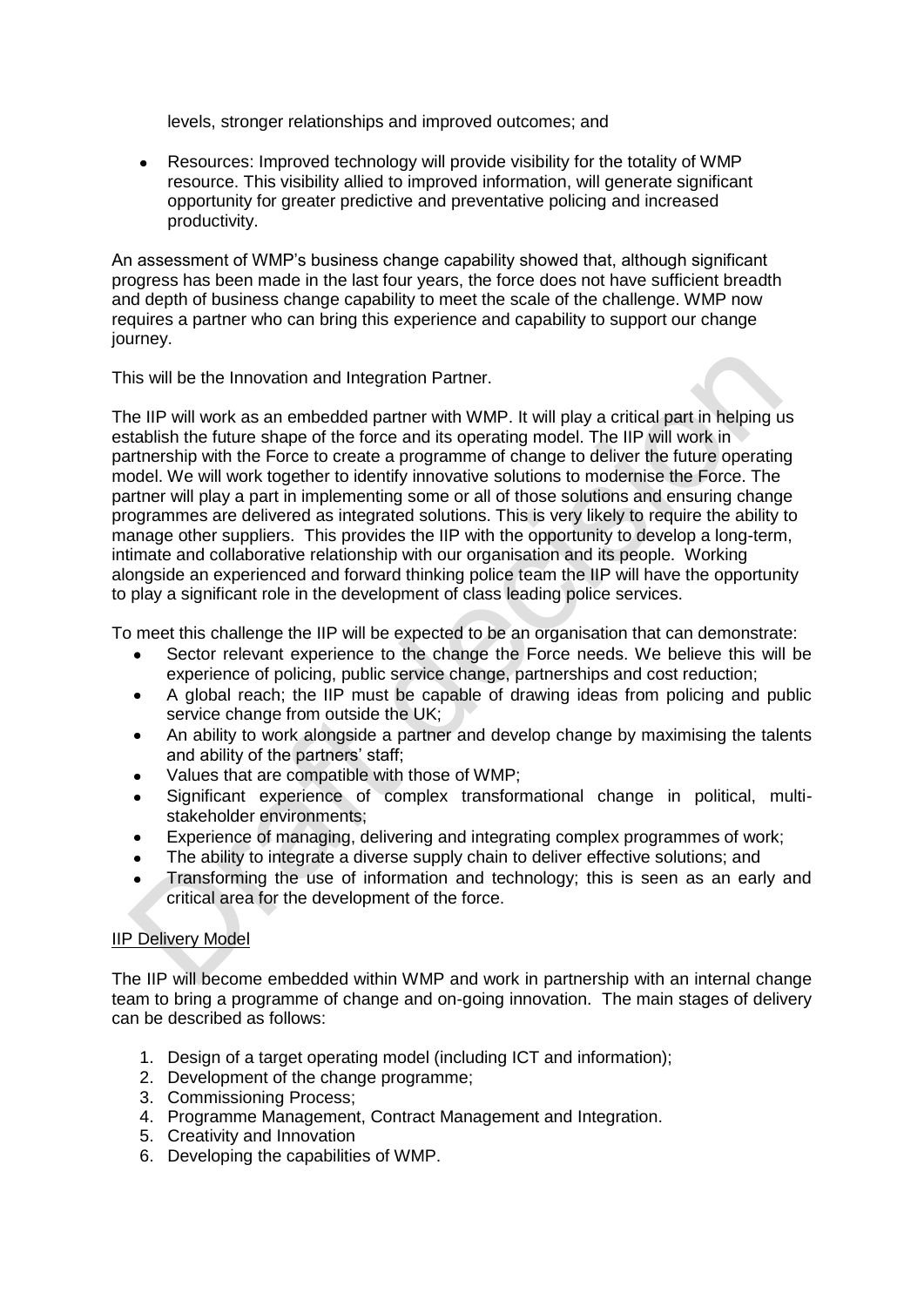levels, stronger relationships and improved outcomes; and

- Resources: Improved technology will provide visibility for the totality of WMP resource. This visibility allied to improved information, will generate significant opportunity for greater predictive and preventative policing and increased productivity.

An assessment of WMP's business change capability showed that, although significant progress has been made in the last four years, the force does not have sufficient breadth and depth of business change capability to meet the scale of the challenge. WMP now requires a partner who can bring this experience and capability to support our change journey.

This will be the Innovation and Integration Partner.

The IIP will work as an embedded partner with WMP. It will play a critical part in helping us establish the future shape of the force and its operating model. The IIP will work in partnership with the Force to create a programme of change to deliver the future operating model. We will work together to identify innovative solutions to modernise the Force. The partner will play a part in implementing some or all of those solutions and ensuring change programmes are delivered as integrated solutions. This is very likely to require the ability to manage other suppliers. This provides the IIP with the opportunity to develop a long-term, intimate and collaborative relationship with our organisation and its people. Working alongside an experienced and forward thinking police team the IIP will have the opportunity to play a significant role in the development of class leading police services.

To meet this challenge the IIP will be expected to be an organisation that can demonstrate:

- Sector relevant experience to the change the Force needs. We believe this will be experience of policing, public service change, partnerships and cost reduction;
- A global reach; the IIP must be capable of drawing ideas from policing and public service change from outside the UK;
- An ability to work alongside a partner and develop change by maximising the talents and ability of the partners' staff;
- Values that are compatible with those of WMP;
- Significant experience of complex transformational change in political, multi-stakeholder environments;
- Experience of managing, delivering and integrating complex programmes of work;
- The ability to integrate a diverse supply chain to deliver effective solutions; and
- Transforming the use of information and technology; this is seen as an early and critical area for the development of the force.

## IIP Delivery Model

The IIP will become embedded within WMP and work in partnership with an internal change team to bring a programme of change and on-going innovation. The main stages of delivery can be described as follows:

1. Design of a target operating model (including ICT and information);
2. Development of the change programme;
3. Commissioning Process;
4. Programme Management, Contract Management and Integration.
5. Creativity and Innovation
6. Developing the capabilities of WMP.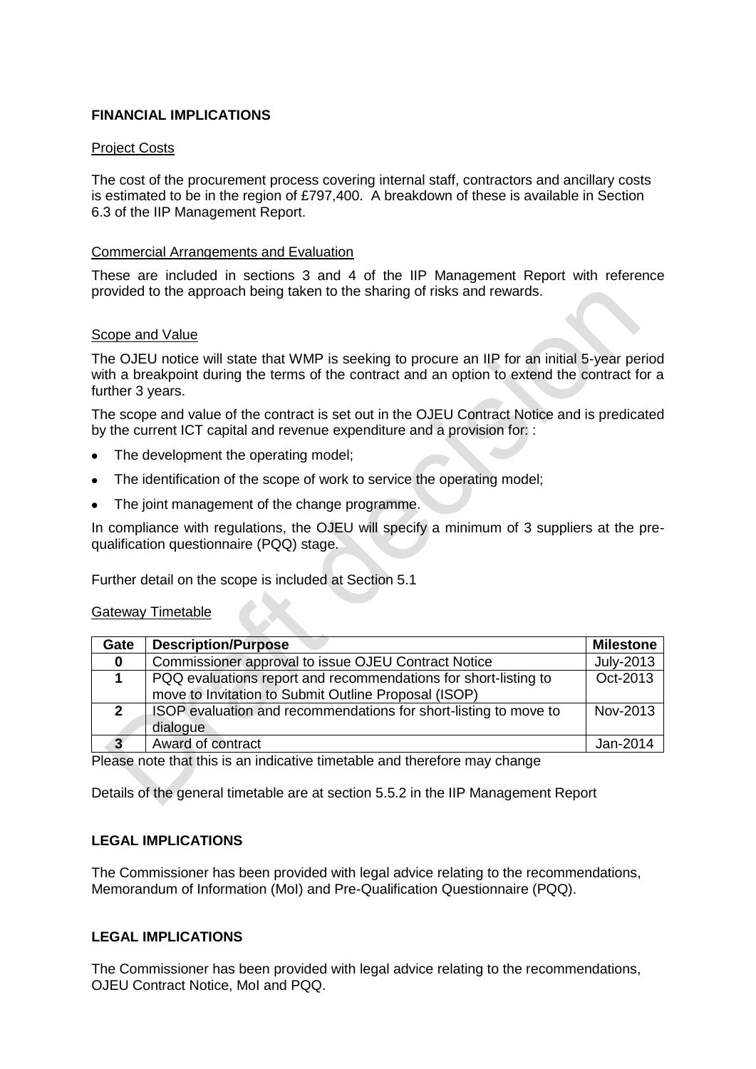**FINANCIAL IMPLICATIONS**

Project Costs

The cost of the procurement process covering internal staff, contractors and ancillary costs is estimated to be in the region of £797,400. A breakdown of these is available in Section 6.3 of the IIP Management Report.

Commercial Arrangements and Evaluation

These are included in sections 3 and 4 of the IIP Management Report with reference provided to the approach being taken to the sharing of risks and rewards.

Scope and Value

The OJEU notice will state that WMP is seeking to procure an IIP for an initial 5-year period with a breakpoint during the terms of the contract and an option to extend the contract for a further 3 years.

The scope and value of the contract is set out in the OJEU Contract Notice and is predicated by the current ICT capital and revenue expenditure and a provision for: :

- The development the operating model;
- The identification of the scope of work to service the operating model;
- The joint management of the change programme.

In compliance with regulations, the OJEU will specify a minimum of 3 suppliers at the pre-qualification questionnaire (PQQ) stage.

Further detail on the scope is included at Section 5.1

Gateway Timetable

| Gate | Description/Purpose | Milestone |
|---|---|---|
| 0 | Commissioner approval to issue OJEU Contract Notice | July-2013 |
| 1 | PQQ evaluations report and recommendations for short-listing to move to Invitation to Submit Outline Proposal (ISOP) | Oct-2013 |
| 2 | ISOP evaluation and recommendations for short-listing to move to dialogue | Nov-2013 |
| 3 | Award of contract | Jan-2014 |

Please note that this is an indicative timetable and therefore may change

Details of the general timetable are at section 5.5.2 in the IIP Management Report

**LEGAL IMPLICATIONS**

The Commissioner has been provided with legal advice relating to the recommendations, Memorandum of Information (MoI) and Pre-Qualification Questionnaire (PQQ).

**LEGAL IMPLICATIONS**

The Commissioner has been provided with legal advice relating to the recommendations, OJEU Contract Notice, MoI and PQQ.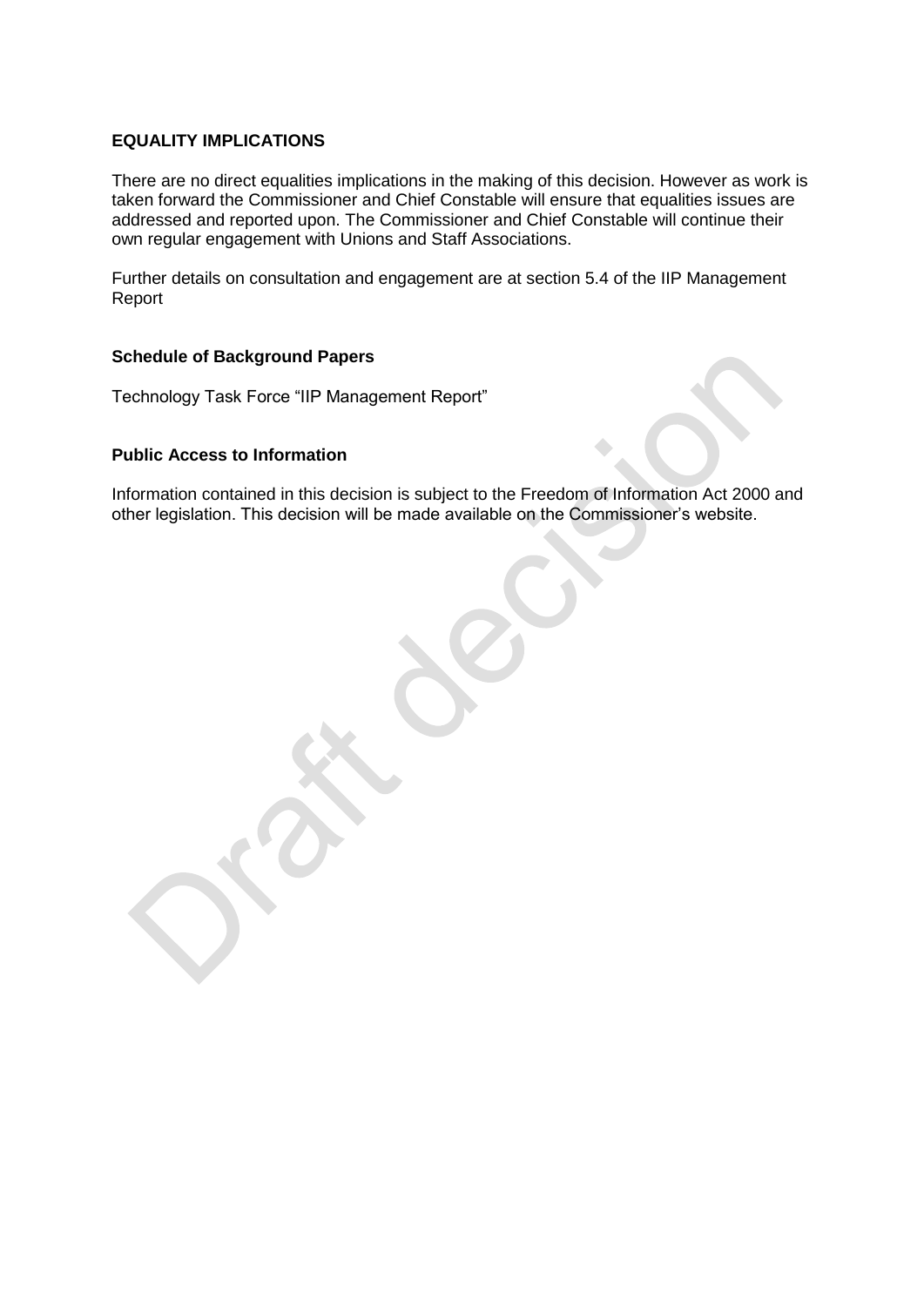**EQUALITY IMPLICATIONS**

There are no direct equalities implications in the making of this decision. However as work is taken forward the Commissioner and Chief Constable will ensure that equalities issues are addressed and reported upon. The Commissioner and Chief Constable will continue their own regular engagement with Unions and Staff Associations.

Further details on consultation and engagement are at section 5.4 of the IIP Management Report

**Schedule of Background Papers**

Technology Task Force "IIP Management Report"

**Public Access to Information**

Information contained in this decision is subject to the Freedom of Information Act 2000 and other legislation. This decision will be made available on the Commissioner's website.